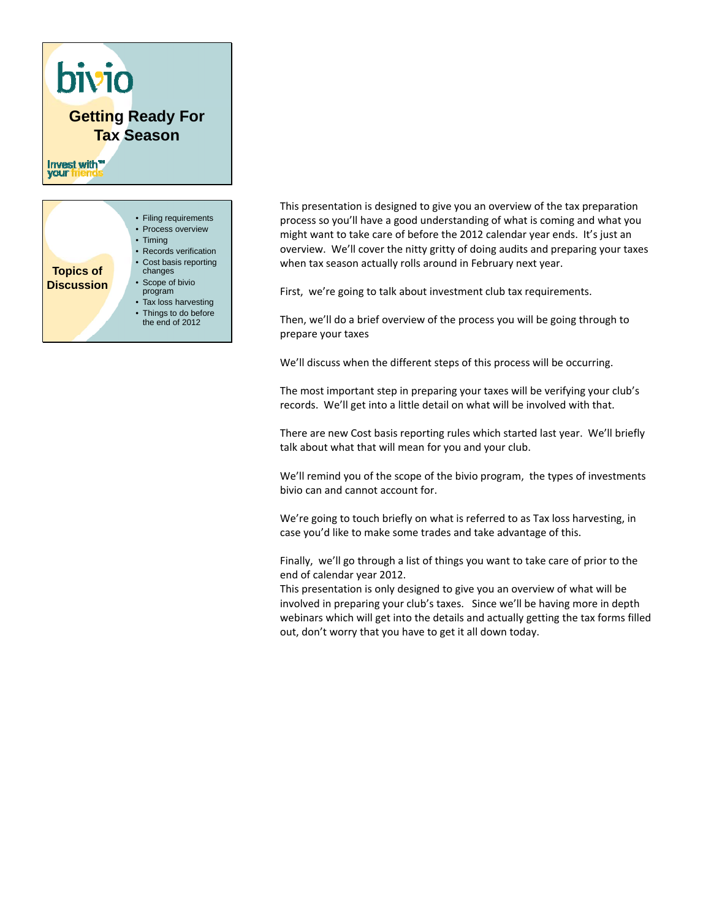# Getting Ready For Tax Season

bivio

Invest with™ your friends

## Topics of Discussion

- Filing requirements
- Process overview
- Timing
- Records verification
- Cost basis reporting changes
- Scope of bivio program
- Tax loss harvesting
- Things to do before the end of 2012

This presentation is designed to give you an overview of the tax preparation process so you'll have a good understanding of what is coming and what you might want to take care of before the 2012 calendar year ends. It's just an overview. We'll cover the nitty gritty of doing audits and preparing your taxes when tax season actually rolls around in February next year.

First, we're going to talk about investment club tax requirements.

Then, we'll do a brief overview of the process you will be going through to prepare your taxes

We'll discuss when the different steps of this process will be occurring.

The most important step in preparing your taxes will be verifying your club's records. We'll get into a little detail on what will be involved with that.

There are new Cost basis reporting rules which started last year. We'll briefly talk about what that will mean for you and your club.

We'll remind you of the scope of the bivio program, the types of investments bivio can and cannot account for.

We're going to touch briefly on what is referred to as Tax loss harvesting, in case you'd like to make some trades and take advantage of this.

Finally, we'll go through a list of things you want to take care of prior to the end of calendar year 2012.

This presentation is only designed to give you an overview of what will be involved in preparing your club's taxes. Since we'll be having more in depth webinars which will get into the details and actually getting the tax forms filled out, don't worry that you have to get it all down today.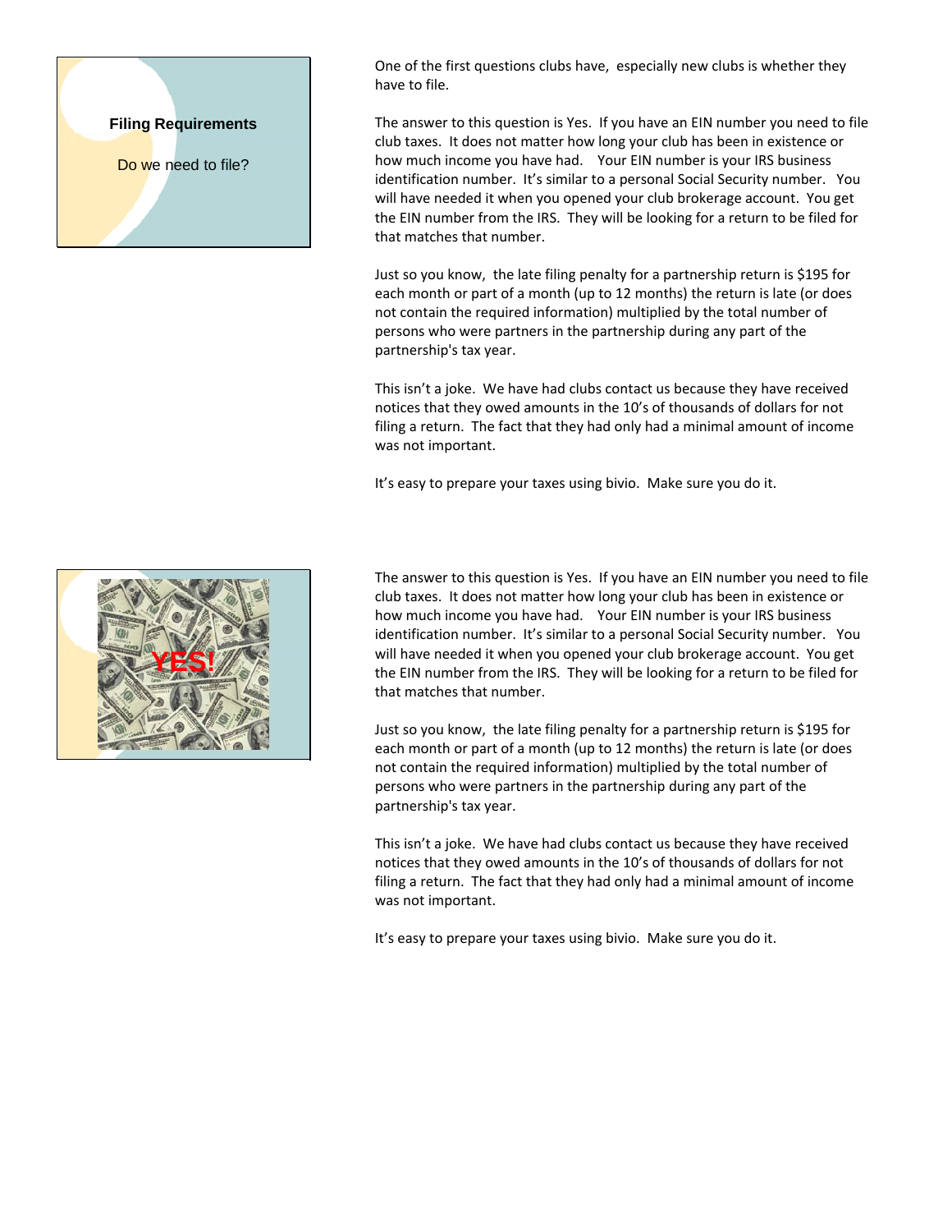**Filing Requirements**

Do we need to file?

One of the first questions clubs have, especially new clubs is whether they have to file.

The answer to this question is Yes. If you have an EIN number you need to file club taxes. It does not matter how long your club has been in existence or how much income you have had. Your EIN number is your IRS business identification number. It's similar to a personal Social Security number. You will have needed it when you opened your club brokerage account. You get the EIN number from the IRS. They will be looking for a return to be filed for that matches that number.

Just so you know, the late filing penalty for a partnership return is $195 for each month or part of a month (up to 12 months) the return is late (or does not contain the required information) multiplied by the total number of persons who were partners in the partnership during any part of the partnership's tax year.

This isn't a joke. We have had clubs contact us because they have received notices that they owed amounts in the 10's of thousands of dollars for not filing a return. The fact that they had only had a minimal amount of income was not important.

It's easy to prepare your taxes using bivio. Make sure you do it.

YES!

The answer to this question is Yes. If you have an EIN number you need to file club taxes. It does not matter how long your club has been in existence or how much income you have had. Your EIN number is your IRS business identification number. It's similar to a personal Social Security number. You will have needed it when you opened your club brokerage account. You get the EIN number from the IRS. They will be looking for a return to be filed for that matches that number.

Just so you know, the late filing penalty for a partnership return is $195 for each month or part of a month (up to 12 months) the return is late (or does not contain the required information) multiplied by the total number of persons who were partners in the partnership during any part of the partnership's tax year.

This isn't a joke. We have had clubs contact us because they have received notices that they owed amounts in the 10's of thousands of dollars for not filing a return. The fact that they had only had a minimal amount of income was not important.

It's easy to prepare your taxes using bivio. Make sure you do it.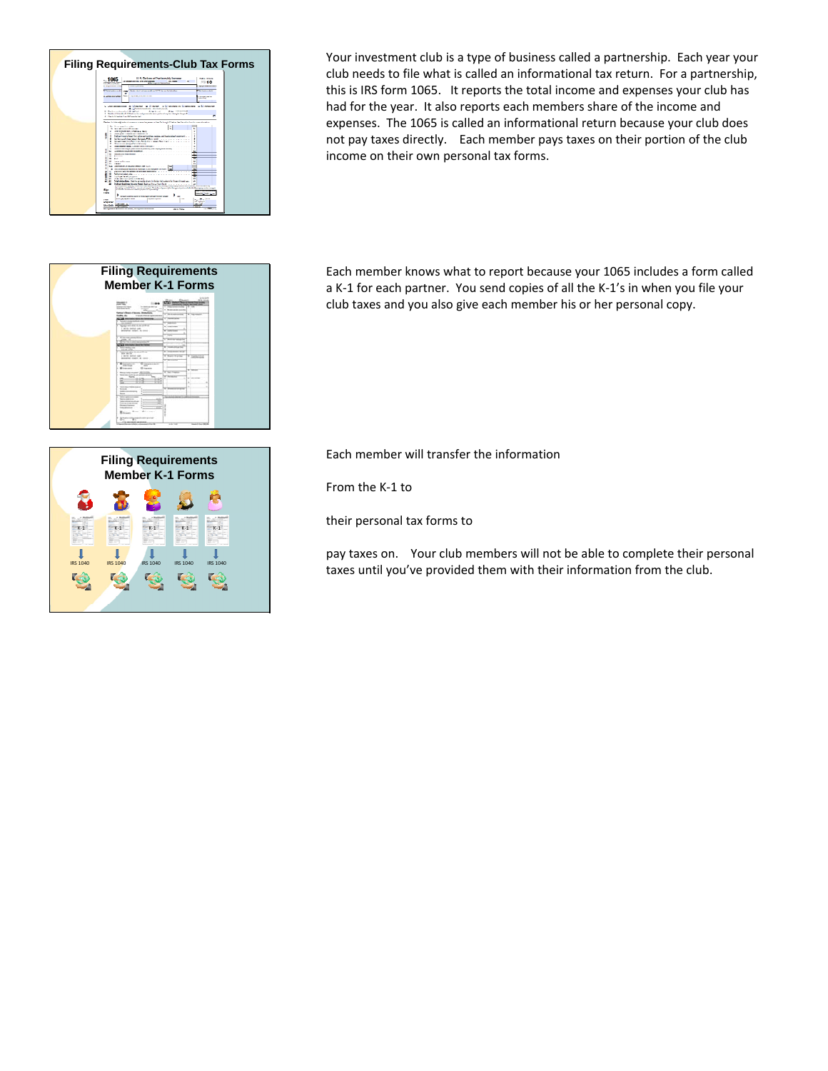**Filing Requirements-Club Tax Forms**

Your investment club is a type of business called a partnership. Each year your club needs to file what is called an informational tax return. For a partnership, this is IRS form 1065. It reports the total income and expenses your club has had for the year. It also reports each members share of the income and expenses. The 1065 is called an informational return because your club does not pay taxes directly. Each member pays taxes on their portion of the club income on their own personal tax forms.

**Filing Requirements Member K-1 Forms**

Each member knows what to report because your 1065 includes a form called a K-1 for each partner. You send copies of all the K-1's in when you file your club taxes and you also give each member his or her personal copy.

**Filing Requirements Member K-1 Forms**

K-1 K-1 K-1 K-1 K-1

IRS 1040 IRS 1040 IRS 1040 IRS 1040 IRS 1040

Each member will transfer the information

From the K-1 to

their personal tax forms to

pay taxes on. Your club members will not be able to complete their personal taxes until you've provided them with their information from the club.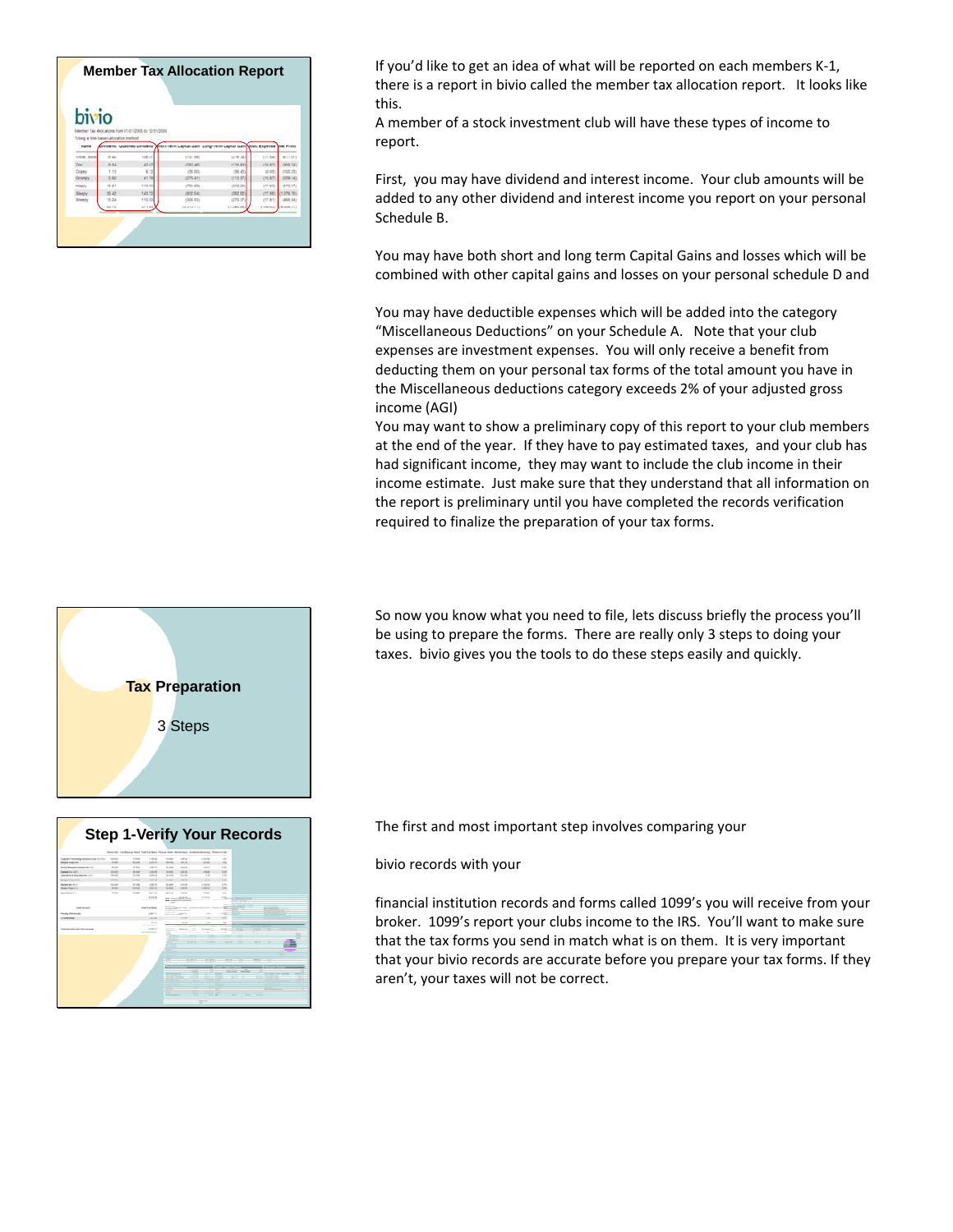## Member Tax Allocation Report

If you'd like to get an idea of what will be reported on each members K-1, there is a report in bivio called the member tax allocation report. It looks like this.

A member of a stock investment club will have these types of income to report.

First, you may have dividend and interest income. Your club amounts will be added to any other dividend and interest income you report on your personal Schedule B.

You may have both short and long term Capital Gains and losses which will be combined with other capital gains and losses on your personal schedule D and

You may have deductible expenses which will be added into the category "Miscellaneous Deductions" on your Schedule A. Note that your club expenses are investment expenses. You will only receive a benefit from deducting them on your personal tax forms of the total amount you have in the Miscellaneous deductions category exceeds 2% of your adjusted gross income (AGI)

You may want to show a preliminary copy of this report to your club members at the end of the year. If they have to pay estimated taxes, and your club has had significant income, they may want to include the club income in their income estimate. Just make sure that they understand that all information on the report is preliminary until you have completed the records verification required to finalize the preparation of your tax forms.

## Tax Preparation

3 Steps

So now you know what you need to file, lets discuss briefly the process you'll be using to prepare the forms. There are really only 3 steps to doing your taxes. bivio gives you the tools to do these steps easily and quickly.

## Step 1-Verify Your Records

The first and most important step involves comparing your

bivio records with your

financial institution records and forms called 1099's you will receive from your broker. 1099's report your clubs income to the IRS. You'll want to make sure that the tax forms you send in match what is on them. It is very important that your bivio records are accurate before you prepare your tax forms. If they aren't, your taxes will not be correct.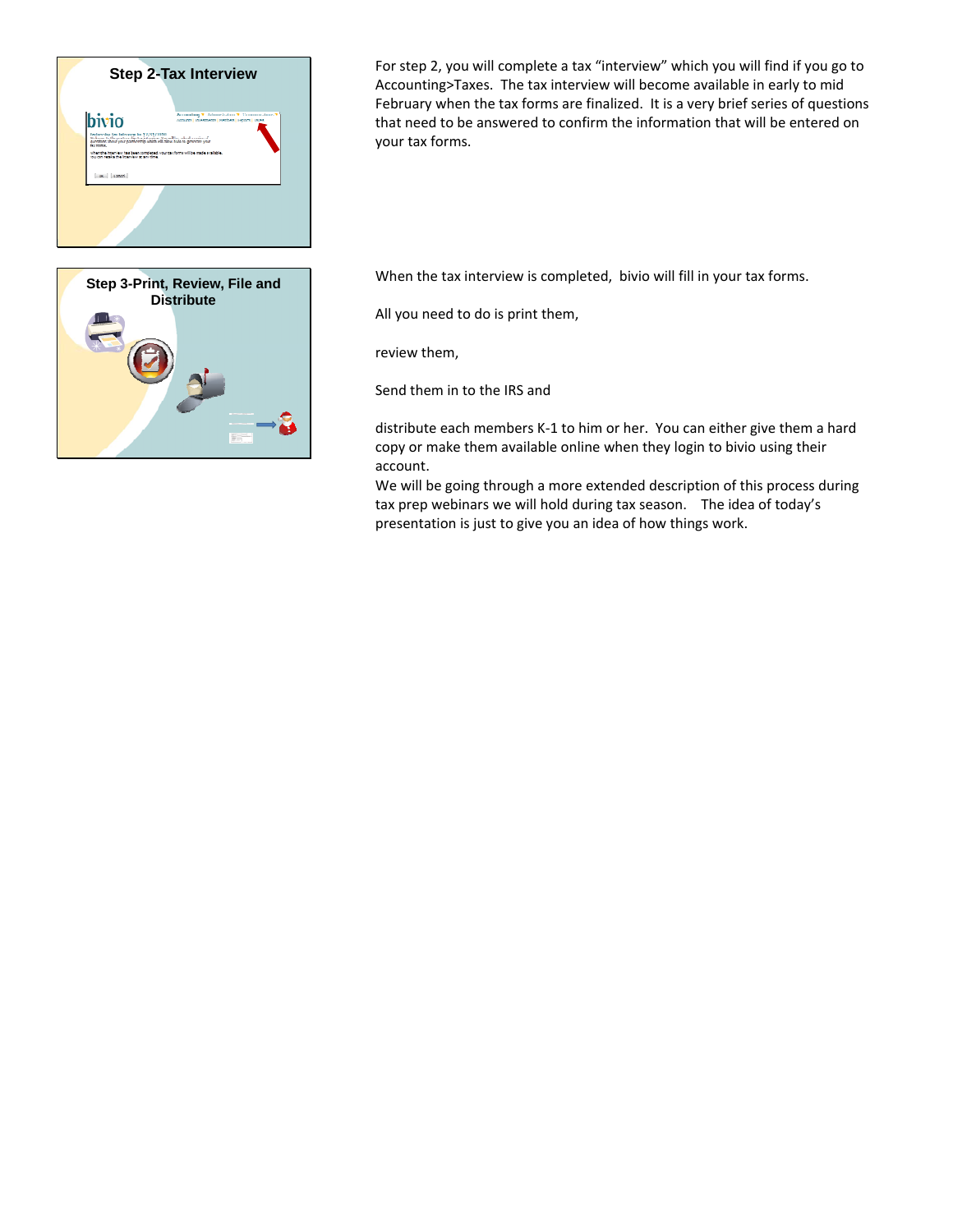**Step 2-Tax Interview**

For step 2, you will complete a tax "interview" which you will find if you go to Accounting>Taxes. The tax interview will become available in early to mid February when the tax forms are finalized. It is a very brief series of questions that need to be answered to confirm the information that will be entered on your tax forms.

**Step 3-Print, Review, File and Distribute**

When the tax interview is completed, bivio will fill in your tax forms.

All you need to do is print them,

review them,

Send them in to the IRS and

distribute each members K-1 to him or her. You can either give them a hard copy or make them available online when they login to bivio using their account.

We will be going through a more extended description of this process during tax prep webinars we will hold during tax season. The idea of today's presentation is just to give you an idea of how things work.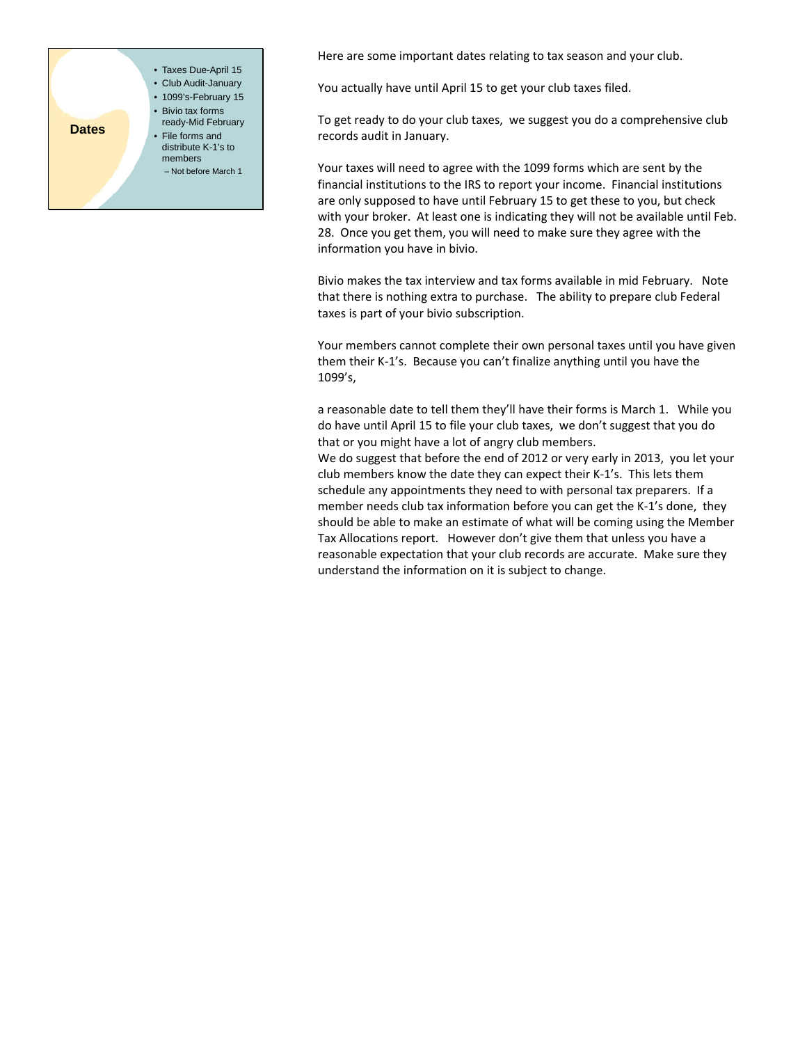## Dates

- Taxes Due-April 15
- Club Audit-January
- 1099's-February 15
- Bivio tax forms ready-Mid February
- File forms and distribute K-1's to members
  - Not before March 1

Here are some important dates relating to tax season and your club.

You actually have until April 15 to get your club taxes filed.

To get ready to do your club taxes, we suggest you do a comprehensive club records audit in January.

Your taxes will need to agree with the 1099 forms which are sent by the financial institutions to the IRS to report your income. Financial institutions are only supposed to have until February 15 to get these to you, but check with your broker. At least one is indicating they will not be available until Feb. 28. Once you get them, you will need to make sure they agree with the information you have in bivio.

Bivio makes the tax interview and tax forms available in mid February. Note that there is nothing extra to purchase. The ability to prepare club Federal taxes is part of your bivio subscription.

Your members cannot complete their own personal taxes until you have given them their K-1's. Because you can't finalize anything until you have the 1099's,

a reasonable date to tell them they'll have their forms is March 1. While you do have until April 15 to file your club taxes, we don't suggest that you do that or you might have a lot of angry club members.
We do suggest that before the end of 2012 or very early in 2013, you let your club members know the date they can expect their K-1's. This lets them schedule any appointments they need to with personal tax preparers. If a member needs club tax information before you can get the K-1's done, they should be able to make an estimate of what will be coming using the Member Tax Allocations report. However don't give them that unless you have a reasonable expectation that your club records are accurate. Make sure they understand the information on it is subject to change.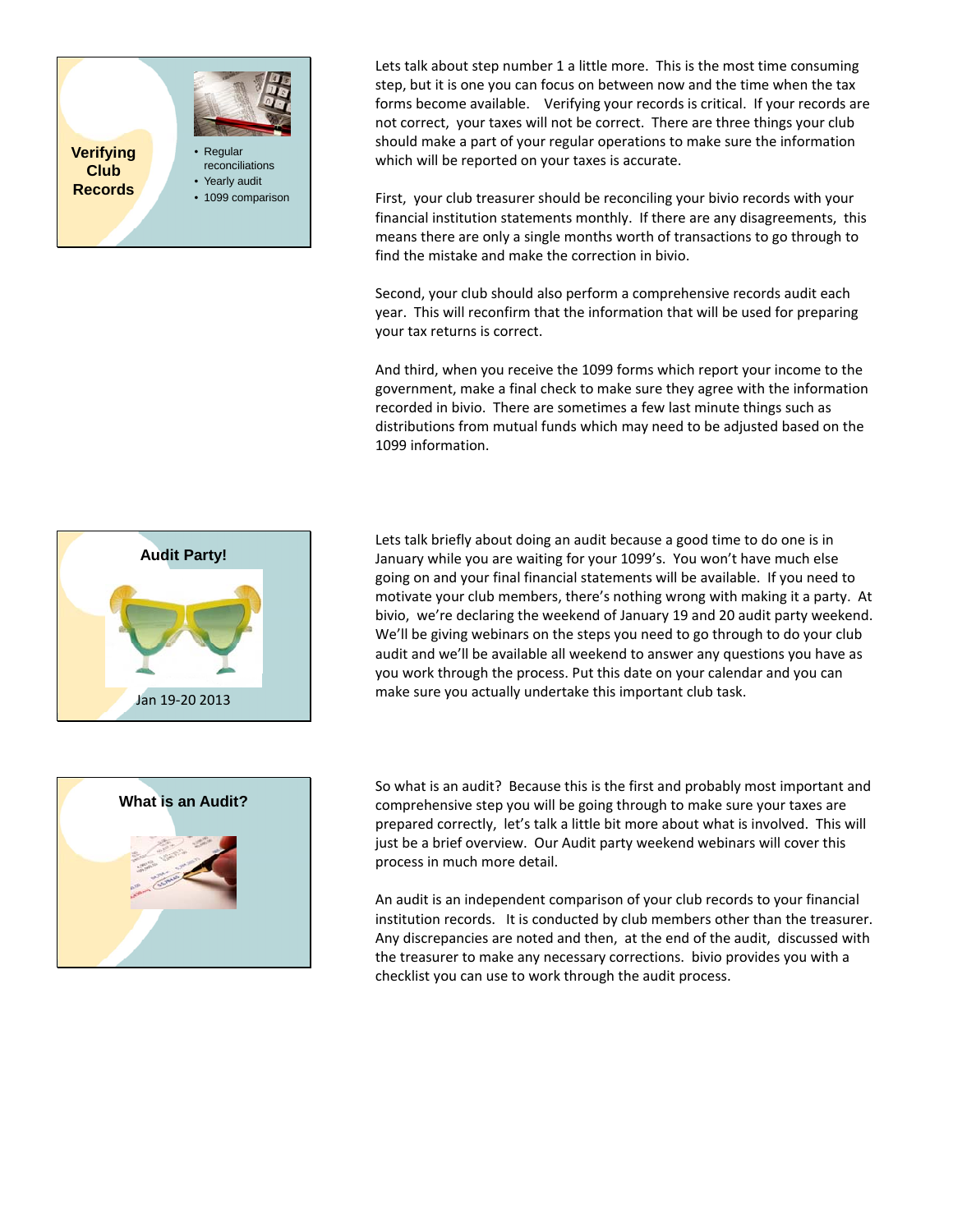**Verifying Club Records**

- Regular reconciliations
- Yearly audit
- 1099 comparison

Lets talk about step number 1 a little more. This is the most time consuming step, but it is one you can focus on between now and the time when the tax forms become available. Verifying your records is critical. If your records are not correct, your taxes will not be correct. There are three things your club should make a part of your regular operations to make sure the information which will be reported on your taxes is accurate.

First, your club treasurer should be reconciling your bivio records with your financial institution statements monthly. If there are any disagreements, this means there are only a single months worth of transactions to go through to find the mistake and make the correction in bivio.

Second, your club should also perform a comprehensive records audit each year. This will reconfirm that the information that will be used for preparing your tax returns is correct.

And third, when you receive the 1099 forms which report your income to the government, make a final check to make sure they agree with the information recorded in bivio. There are sometimes a few last minute things such as distributions from mutual funds which may need to be adjusted based on the 1099 information.

**Audit Party!**

Jan 19-20 2013

Lets talk briefly about doing an audit because a good time to do one is in January while you are waiting for your 1099's. You won't have much else going on and your final financial statements will be available. If you need to motivate your club members, there's nothing wrong with making it a party. At bivio, we're declaring the weekend of January 19 and 20 audit party weekend. We'll be giving webinars on the steps you need to go through to do your club audit and we'll be available all weekend to answer any questions you have as you work through the process. Put this date on your calendar and you can make sure you actually undertake this important club task.

**What is an Audit?**

So what is an audit? Because this is the first and probably most important and comprehensive step you will be going through to make sure your taxes are prepared correctly, let's talk a little bit more about what is involved. This will just be a brief overview. Our Audit party weekend webinars will cover this process in much more detail.

An audit is an independent comparison of your club records to your financial institution records. It is conducted by club members other than the treasurer. Any discrepancies are noted and then, at the end of the audit, discussed with the treasurer to make any necessary corrections. bivio provides you with a checklist you can use to work through the audit process.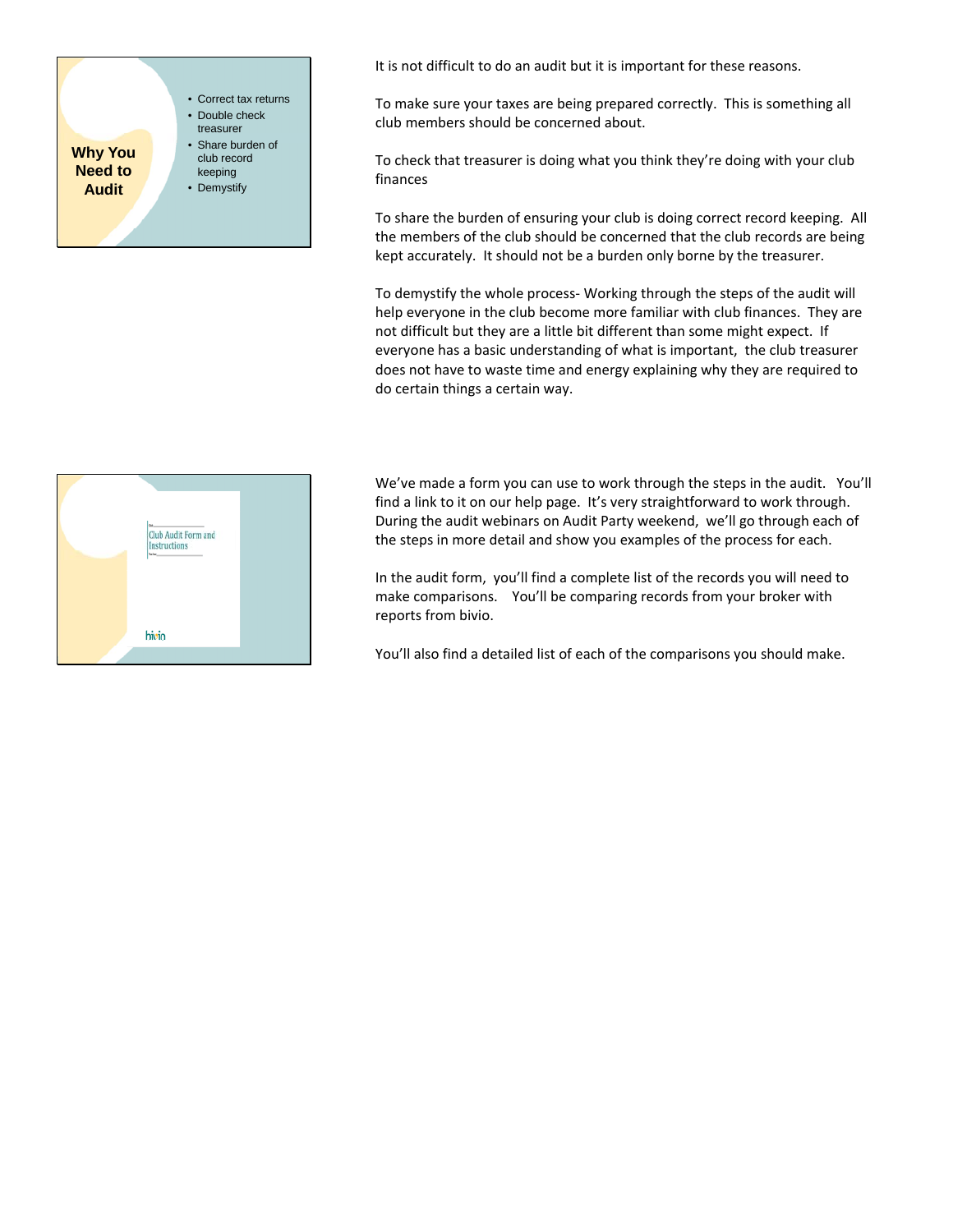**Why You Need to Audit**

- Correct tax returns
- Double check treasurer
- Share burden of club record keeping
- Demystify

It is not difficult to do an audit but it is important for these reasons.

To make sure your taxes are being prepared correctly. This is something all club members should be concerned about.

To check that treasurer is doing what you think they're doing with your club finances

To share the burden of ensuring your club is doing correct record keeping. All the members of the club should be concerned that the club records are being kept accurately. It should not be a burden only borne by the treasurer.

To demystify the whole process- Working through the steps of the audit will help everyone in the club become more familiar with club finances. They are not difficult but they are a little bit different than some might expect. If everyone has a basic understanding of what is important, the club treasurer does not have to waste time and energy explaining why they are required to do certain things a certain way.

Club Audit Form and Instructions

bivio

We've made a form you can use to work through the steps in the audit. You'll find a link to it on our help page. It's very straightforward to work through. During the audit webinars on Audit Party weekend, we'll go through each of the steps in more detail and show you examples of the process for each.

In the audit form, you'll find a complete list of the records you will need to make comparisons. You'll be comparing records from your broker with reports from bivio.

You'll also find a detailed list of each of the comparisons you should make.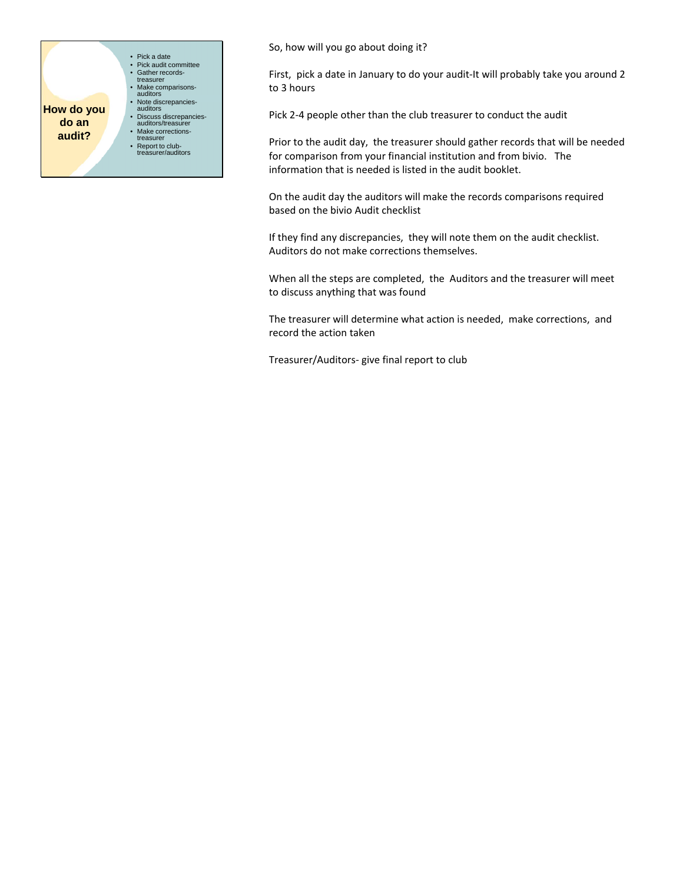## How do you do an audit?

- Pick a date
- Pick audit committee
- Gather records-treasurer
- Make comparisons-auditors
- Note discrepancies-auditors
- Discuss discrepancies-auditors/treasurer
- Make corrections-treasurer
- Report to club-treasurer/auditors

So, how will you go about doing it?

First, pick a date in January to do your audit-It will probably take you around 2 to 3 hours

Pick 2-4 people other than the club treasurer to conduct the audit

Prior to the audit day, the treasurer should gather records that will be needed for comparison from your financial institution and from bivio. The information that is needed is listed in the audit booklet.

On the audit day the auditors will make the records comparisons required based on the bivio Audit checklist

If they find any discrepancies, they will note them on the audit checklist. Auditors do not make corrections themselves.

When all the steps are completed, the Auditors and the treasurer will meet to discuss anything that was found

The treasurer will determine what action is needed, make corrections, and record the action taken

Treasurer/Auditors- give final report to club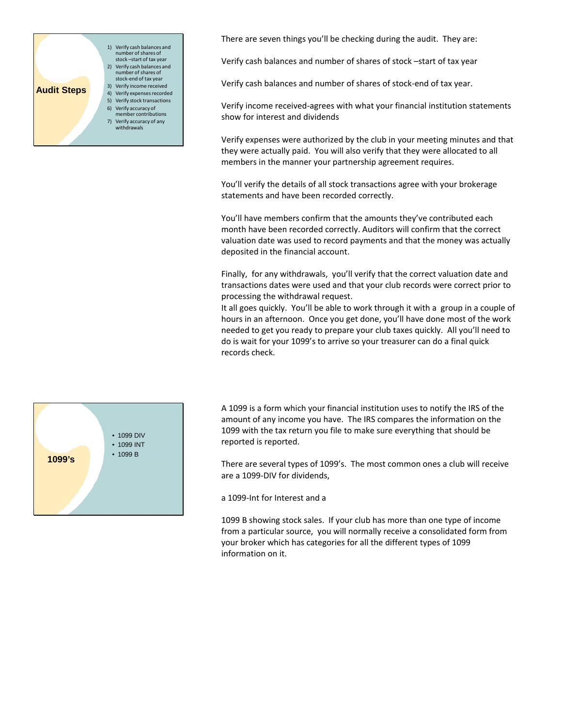## Audit Steps

1) Verify cash balances and number of shares of stock –start of tax year
2) Verify cash balances and number of shares of stock-end of tax year
3) Verify income received
4) Verify expenses recorded
5) Verify stock transactions
6) Verify accuracy of member contributions
7) Verify accuracy of any withdrawals

There are seven things you'll be checking during the audit. They are:

Verify cash balances and number of shares of stock –start of tax year

Verify cash balances and number of shares of stock-end of tax year.

Verify income received-agrees with what your financial institution statements show for interest and dividends

Verify expenses were authorized by the club in your meeting minutes and that they were actually paid. You will also verify that they were allocated to all members in the manner your partnership agreement requires.

You'll verify the details of all stock transactions agree with your brokerage statements and have been recorded correctly.

You'll have members confirm that the amounts they've contributed each month have been recorded correctly. Auditors will confirm that the correct valuation date was used to record payments and that the money was actually deposited in the financial account.

Finally, for any withdrawals, you'll verify that the correct valuation date and transactions dates were used and that your club records were correct prior to processing the withdrawal request.
It all goes quickly. You'll be able to work through it with a group in a couple of hours in an afternoon. Once you get done, you'll have done most of the work needed to get you ready to prepare your club taxes quickly. All you'll need to do is wait for your 1099's to arrive so your treasurer can do a final quick records check.

## 1099's

- 1099 DIV
- 1099 INT
- 1099 B

A 1099 is a form which your financial institution uses to notify the IRS of the amount of any income you have. The IRS compares the information on the 1099 with the tax return you file to make sure everything that should be reported is reported.

There are several types of 1099's. The most common ones a club will receive are a 1099-DIV for dividends,

a 1099-Int for Interest and a

1099 B showing stock sales. If your club has more than one type of income from a particular source, you will normally receive a consolidated form from your broker which has categories for all the different types of 1099 information on it.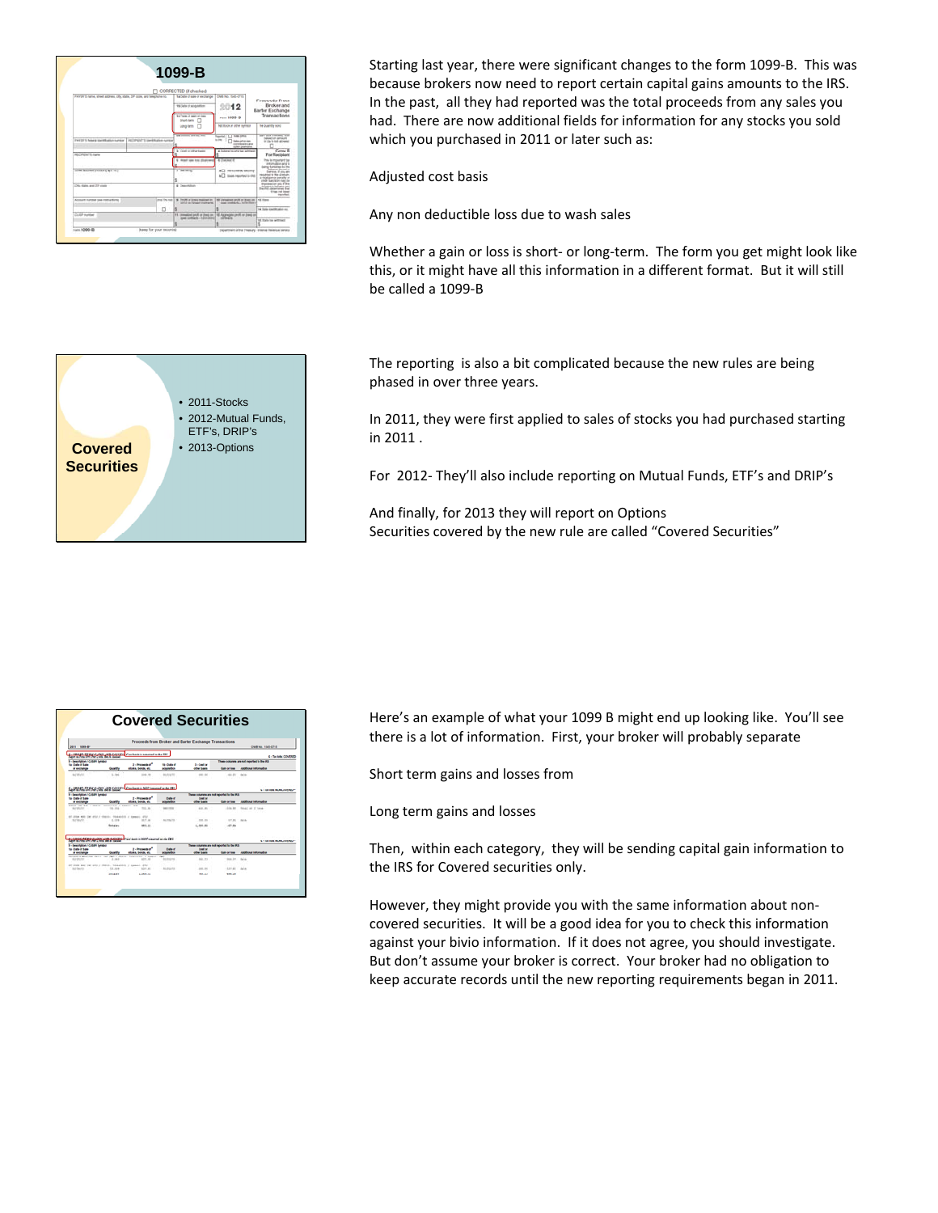## 1099-B

Starting last year, there were significant changes to the form 1099-B. This was because brokers now need to report certain capital gains amounts to the IRS. In the past, all they had reported was the total proceeds from any sales you had. There are now additional fields for information for any stocks you sold which you purchased in 2011 or later such as:

Adjusted cost basis

Any non deductible loss due to wash sales

Whether a gain or loss is short- or long-term. The form you get might look like this, or it might have all this information in a different format. But it will still be called a 1099-B

## Covered Securities

- 2011-Stocks
- 2012-Mutual Funds, ETF's, DRIP's
- 2013-Options

The reporting is also a bit complicated because the new rules are being phased in over three years.

In 2011, they were first applied to sales of stocks you had purchased starting in 2011 .

For 2012- They'll also include reporting on Mutual Funds, ETF's and DRIP's

And finally, for 2013 they will report on Options
Securities covered by the new rule are called "Covered Securities"

## Covered Securities

Here's an example of what your 1099 B might end up looking like. You'll see there is a lot of information. First, your broker will probably separate

Short term gains and losses from

Long term gains and losses

Then, within each category, they will be sending capital gain information to the IRS for Covered securities only.

However, they might provide you with the same information about non-covered securities. It will be a good idea for you to check this information against your bivio information. If it does not agree, you should investigate. But don't assume your broker is correct. Your broker had no obligation to keep accurate records until the new reporting requirements began in 2011.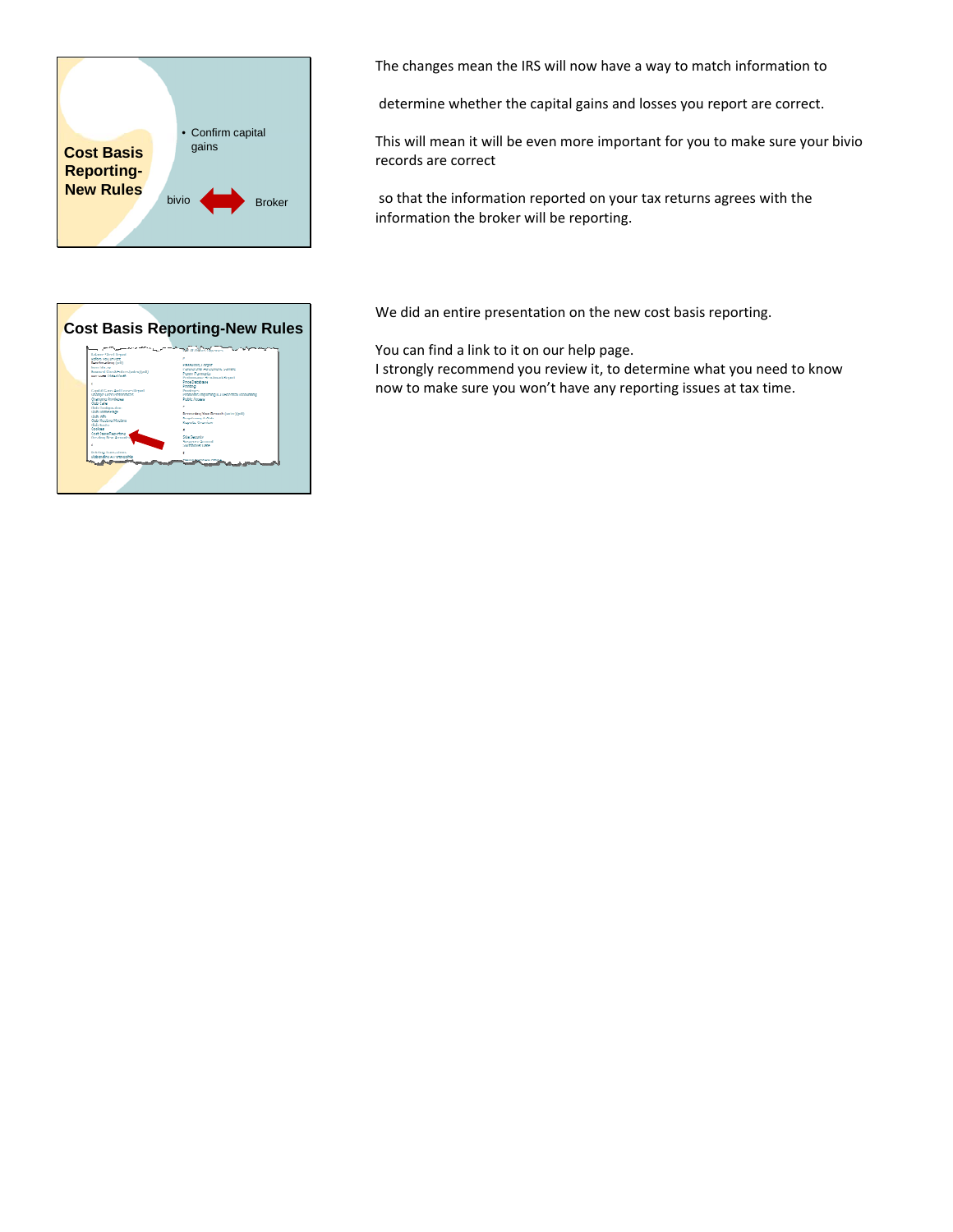**Cost Basis Reporting-New Rules**

- Confirm capital gains

bivio ↔ Broker

The changes mean the IRS will now have a way to match information to

determine whether the capital gains and losses you report are correct.

This will mean it will be even more important for you to make sure your bivio records are correct

so that the information reported on your tax returns agrees with the information the broker will be reporting.

**Cost Basis Reporting-New Rules**

We did an entire presentation on the new cost basis reporting.

You can find a link to it on our help page.
I strongly recommend you review it, to determine what you need to know now to make sure you won't have any reporting issues at tax time.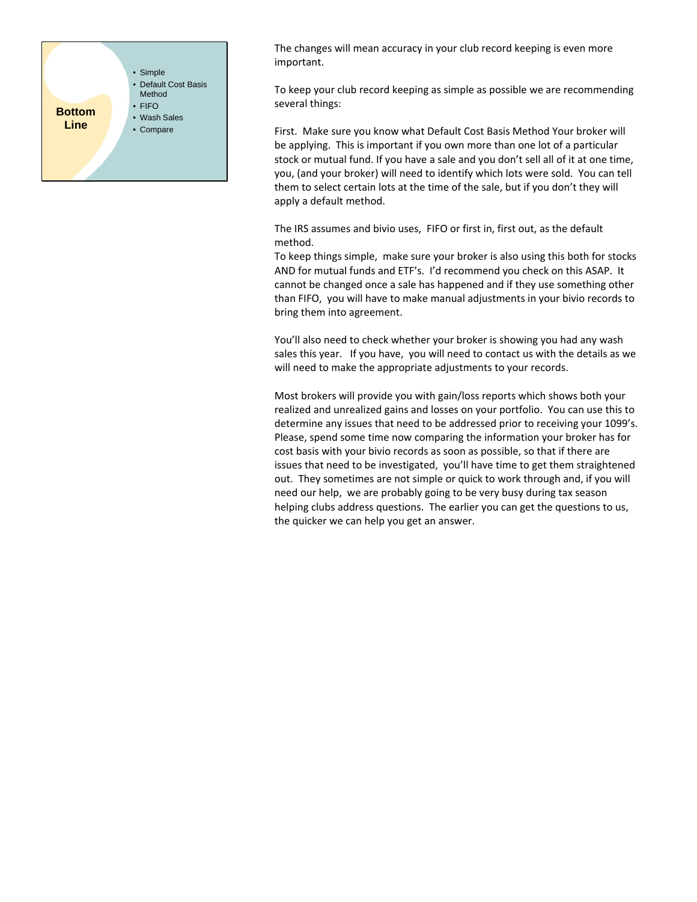**Bottom Line**

- Simple
- Default Cost Basis Method
- FIFO
- Wash Sales
- Compare

The changes will mean accuracy in your club record keeping is even more important.

To keep your club record keeping as simple as possible we are recommending several things:

First. Make sure you know what Default Cost Basis Method Your broker will be applying. This is important if you own more than one lot of a particular stock or mutual fund. If you have a sale and you don't sell all of it at one time, you, (and your broker) will need to identify which lots were sold. You can tell them to select certain lots at the time of the sale, but if you don't they will apply a default method.

The IRS assumes and bivio uses, FIFO or first in, first out, as the default method.

To keep things simple, make sure your broker is also using this both for stocks AND for mutual funds and ETF's. I'd recommend you check on this ASAP. It cannot be changed once a sale has happened and if they use something other than FIFO, you will have to make manual adjustments in your bivio records to bring them into agreement.

You'll also need to check whether your broker is showing you had any wash sales this year. If you have, you will need to contact us with the details as we will need to make the appropriate adjustments to your records.

Most brokers will provide you with gain/loss reports which shows both your realized and unrealized gains and losses on your portfolio. You can use this to determine any issues that need to be addressed prior to receiving your 1099's. Please, spend some time now comparing the information your broker has for cost basis with your bivio records as soon as possible, so that if there are issues that need to be investigated, you'll have time to get them straightened out. They sometimes are not simple or quick to work through and, if you will need our help, we are probably going to be very busy during tax season helping clubs address questions. The earlier you can get the questions to us, the quicker we can help you get an answer.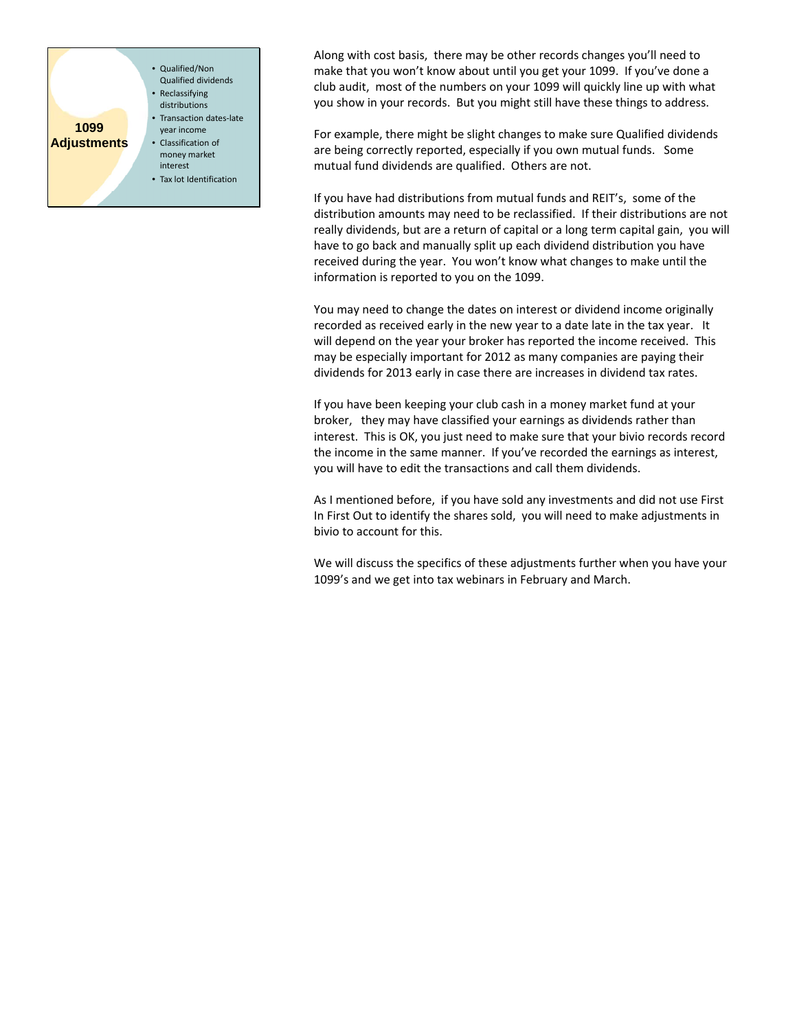## 1099 Adjustments

- Qualified/Non Qualified dividends
- Reclassifying distributions
- Transaction dates-late year income
- Classification of money market interest
- Tax lot Identification

Along with cost basis, there may be other records changes you'll need to make that you won't know about until you get your 1099. If you've done a club audit, most of the numbers on your 1099 will quickly line up with what you show in your records. But you might still have these things to address.

For example, there might be slight changes to make sure Qualified dividends are being correctly reported, especially if you own mutual funds. Some mutual fund dividends are qualified. Others are not.

If you have had distributions from mutual funds and REIT's, some of the distribution amounts may need to be reclassified. If their distributions are not really dividends, but are a return of capital or a long term capital gain, you will have to go back and manually split up each dividend distribution you have received during the year. You won't know what changes to make until the information is reported to you on the 1099.

You may need to change the dates on interest or dividend income originally recorded as received early in the new year to a date late in the tax year. It will depend on the year your broker has reported the income received. This may be especially important for 2012 as many companies are paying their dividends for 2013 early in case there are increases in dividend tax rates.

If you have been keeping your club cash in a money market fund at your broker, they may have classified your earnings as dividends rather than interest. This is OK, you just need to make sure that your bivio records record the income in the same manner. If you've recorded the earnings as interest, you will have to edit the transactions and call them dividends.

As I mentioned before, if you have sold any investments and did not use First In First Out to identify the shares sold, you will need to make adjustments in bivio to account for this.

We will discuss the specifics of these adjustments further when you have your 1099's and we get into tax webinars in February and March.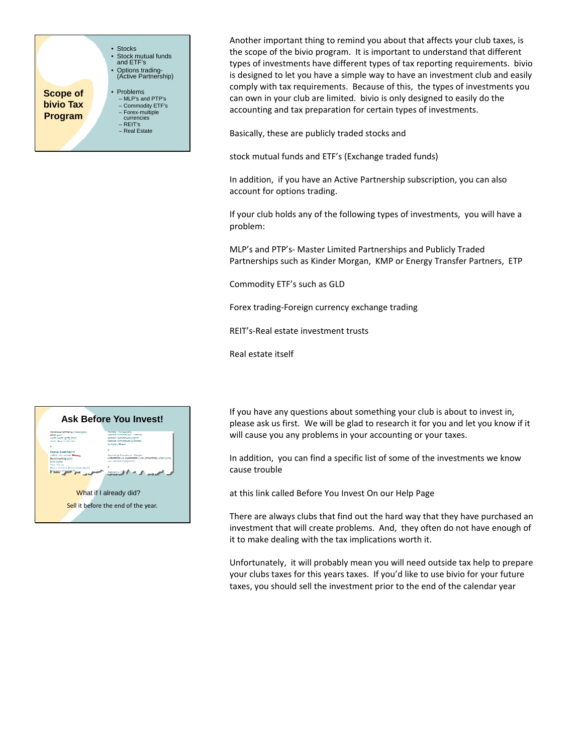**Scope of bivio Tax Program**

- Stocks
- Stock mutual funds and ETF's
- Options trading- (Active Partnership)
- Problems
  - MLP's and PTP's
  - Commodity ETF's
  - Forex-multiple currencies
  - REIT's
  - Real Estate

Another important thing to remind you about that affects your club taxes, is the scope of the bivio program. It is important to understand that different types of investments have different types of tax reporting requirements. bivio is designed to let you have a simple way to have an investment club and easily comply with tax requirements. Because of this, the types of investments you can own in your club are limited. bivio is only designed to easily do the accounting and tax preparation for certain types of investments.

Basically, these are publicly traded stocks and

stock mutual funds and ETF's (Exchange traded funds)

In addition, if you have an Active Partnership subscription, you can also account for options trading.

If your club holds any of the following types of investments, you will have a problem:

MLP's and PTP's- Master Limited Partnerships and Publicly Traded Partnerships such as Kinder Morgan, KMP or Energy Transfer Partners, ETP

Commodity ETF's such as GLD

Forex trading-Foreign currency exchange trading

REIT's-Real estate investment trusts

Real estate itself

**Ask Before You Invest!**

What if I already did?

Sell it before the end of the year.

If you have any questions about something your club is about to invest in, please ask us first. We will be glad to research it for you and let you know if it will cause you any problems in your accounting or your taxes.

In addition, you can find a specific list of some of the investments we know cause trouble

at this link called Before You Invest On our Help Page

There are always clubs that find out the hard way that they have purchased an investment that will create problems. And, they often do not have enough of it to make dealing with the tax implications worth it.

Unfortunately, it will probably mean you will need outside tax help to prepare your clubs taxes for this years taxes. If you'd like to use bivio for your future taxes, you should sell the investment prior to the end of the calendar year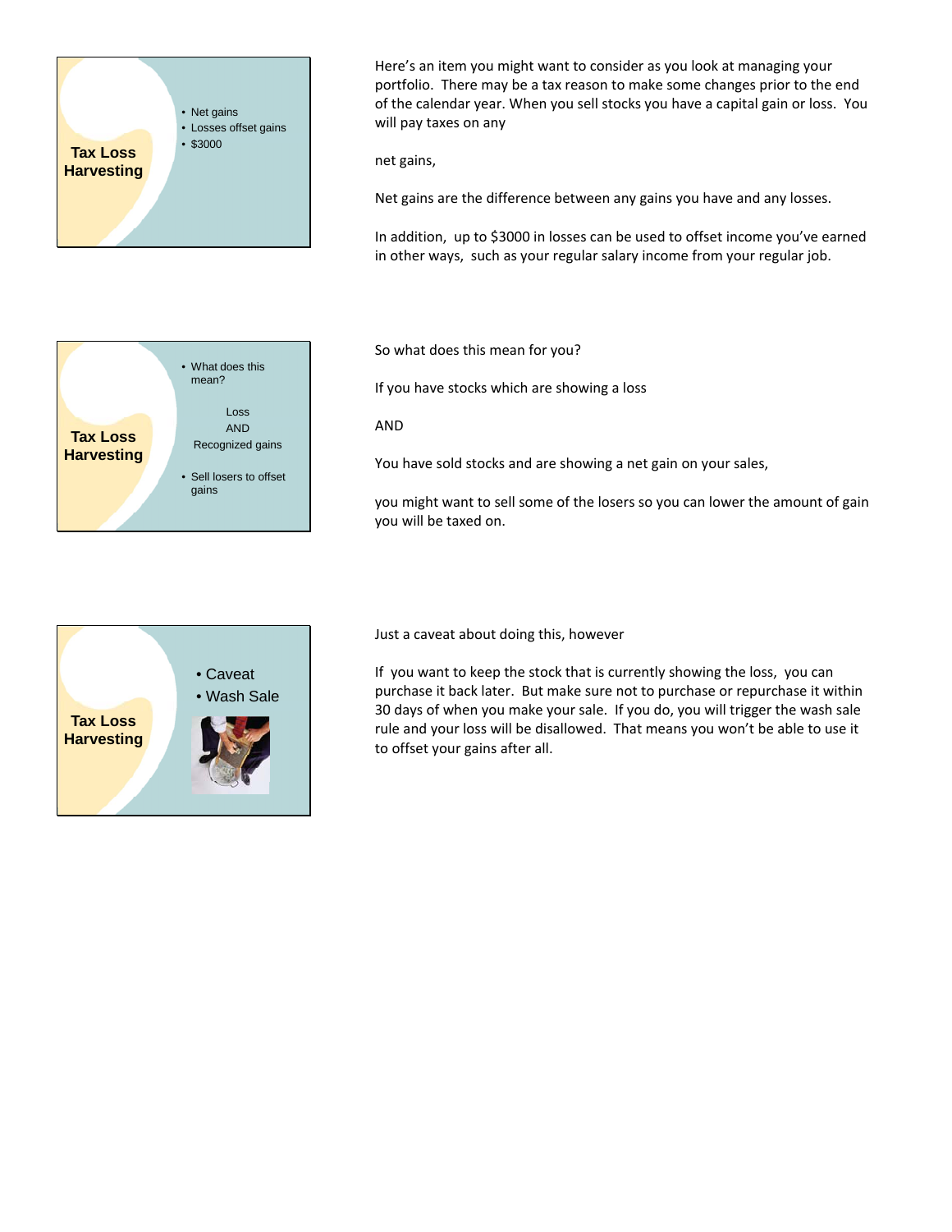**Tax Loss Harvesting**

- Net gains
- Losses offset gains
- $3000

Here's an item you might want to consider as you look at managing your portfolio. There may be a tax reason to make some changes prior to the end of the calendar year. When you sell stocks you have a capital gain or loss. You will pay taxes on any

net gains,

Net gains are the difference between any gains you have and any losses.

In addition, up to $3000 in losses can be used to offset income you've earned in other ways, such as your regular salary income from your regular job.

**Tax Loss Harvesting**

- What does this mean?

Loss
AND
Recognized gains

- Sell losers to offset gains

So what does this mean for you?

If you have stocks which are showing a loss

AND

You have sold stocks and are showing a net gain on your sales,

you might want to sell some of the losers so you can lower the amount of gain you will be taxed on.

**Tax Loss Harvesting**

- Caveat
- Wash Sale

Just a caveat about doing this, however

If you want to keep the stock that is currently showing the loss, you can purchase it back later. But make sure not to purchase or repurchase it within 30 days of when you make your sale. If you do, you will trigger the wash sale rule and your loss will be disallowed. That means you won't be able to use it to offset your gains after all.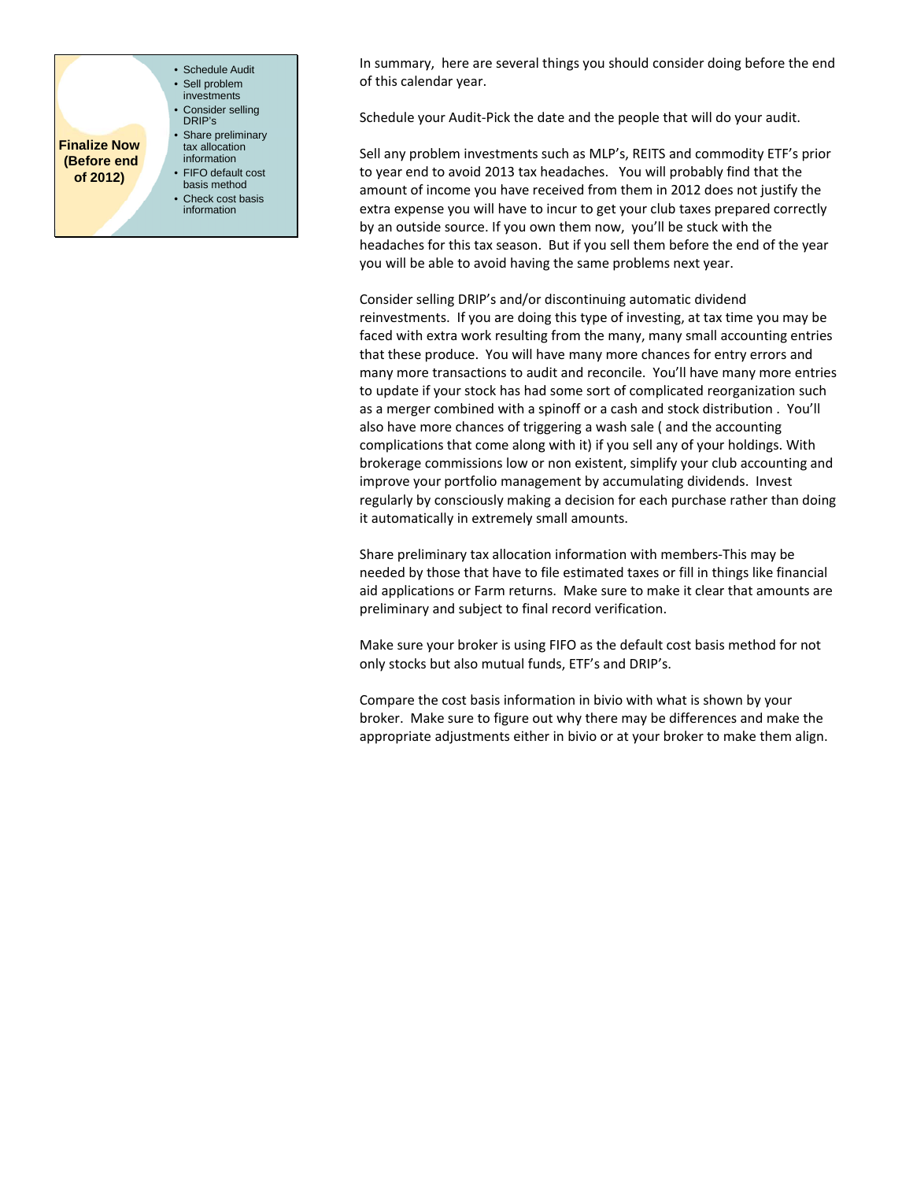**Finalize Now (Before end of 2012)**

- Schedule Audit
- Sell problem investments
- Consider selling DRIP's
- Share preliminary tax allocation information
- FIFO default cost basis method
- Check cost basis information

In summary, here are several things you should consider doing before the end of this calendar year.

Schedule your Audit-Pick the date and the people that will do your audit.

Sell any problem investments such as MLP's, REITS and commodity ETF's prior to year end to avoid 2013 tax headaches. You will probably find that the amount of income you have received from them in 2012 does not justify the extra expense you will have to incur to get your club taxes prepared correctly by an outside source. If you own them now, you'll be stuck with the headaches for this tax season. But if you sell them before the end of the year you will be able to avoid having the same problems next year.

Consider selling DRIP's and/or discontinuing automatic dividend reinvestments. If you are doing this type of investing, at tax time you may be faced with extra work resulting from the many, many small accounting entries that these produce. You will have many more chances for entry errors and many more transactions to audit and reconcile. You'll have many more entries to update if your stock has had some sort of complicated reorganization such as a merger combined with a spinoff or a cash and stock distribution . You'll also have more chances of triggering a wash sale ( and the accounting complications that come along with it) if you sell any of your holdings. With brokerage commissions low or non existent, simplify your club accounting and improve your portfolio management by accumulating dividends. Invest regularly by consciously making a decision for each purchase rather than doing it automatically in extremely small amounts.

Share preliminary tax allocation information with members-This may be needed by those that have to file estimated taxes or fill in things like financial aid applications or Farm returns. Make sure to make it clear that amounts are preliminary and subject to final record verification.

Make sure your broker is using FIFO as the default cost basis method for not only stocks but also mutual funds, ETF's and DRIP's.

Compare the cost basis information in bivio with what is shown by your broker. Make sure to figure out why there may be differences and make the appropriate adjustments either in bivio or at your broker to make them align.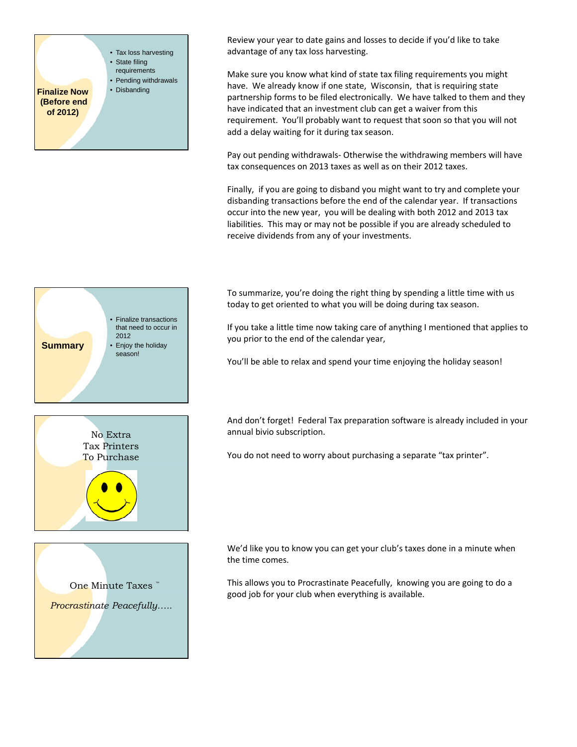**Finalize Now (Before end of 2012)**

- Tax loss harvesting
- State filing requirements
- Pending withdrawals
- Disbanding

Review your year to date gains and losses to decide if you'd like to take advantage of any tax loss harvesting.

Make sure you know what kind of state tax filing requirements you might have. We already know if one state, Wisconsin, that is requiring state partnership forms to be filed electronically. We have talked to them and they have indicated that an investment club can get a waiver from this requirement. You'll probably want to request that soon so that you will not add a delay waiting for it during tax season.

Pay out pending withdrawals- Otherwise the withdrawing members will have tax consequences on 2013 taxes as well as on their 2012 taxes.

Finally, if you are going to disband you might want to try and complete your disbanding transactions before the end of the calendar year. If transactions occur into the new year, you will be dealing with both 2012 and 2013 tax liabilities. This may or may not be possible if you are already scheduled to receive dividends from any of your investments.

**Summary**

- Finalize transactions that need to occur in 2012
- Enjoy the holiday season!

To summarize, you're doing the right thing by spending a little time with us today to get oriented to what you will be doing during tax season.

If you take a little time now taking care of anything I mentioned that applies to you prior to the end of the calendar year,

You'll be able to relax and spend your time enjoying the holiday season!

No Extra Tax Printers To Purchase

And don't forget! Federal Tax preparation software is already included in your annual bivio subscription.

You do not need to worry about purchasing a separate "tax printer".

One Minute Taxes ™

*Procrastinate Peacefully…..*

We'd like you to know you can get your club's taxes done in a minute when the time comes.

This allows you to Procrastinate Peacefully, knowing you are going to do a good job for your club when everything is available.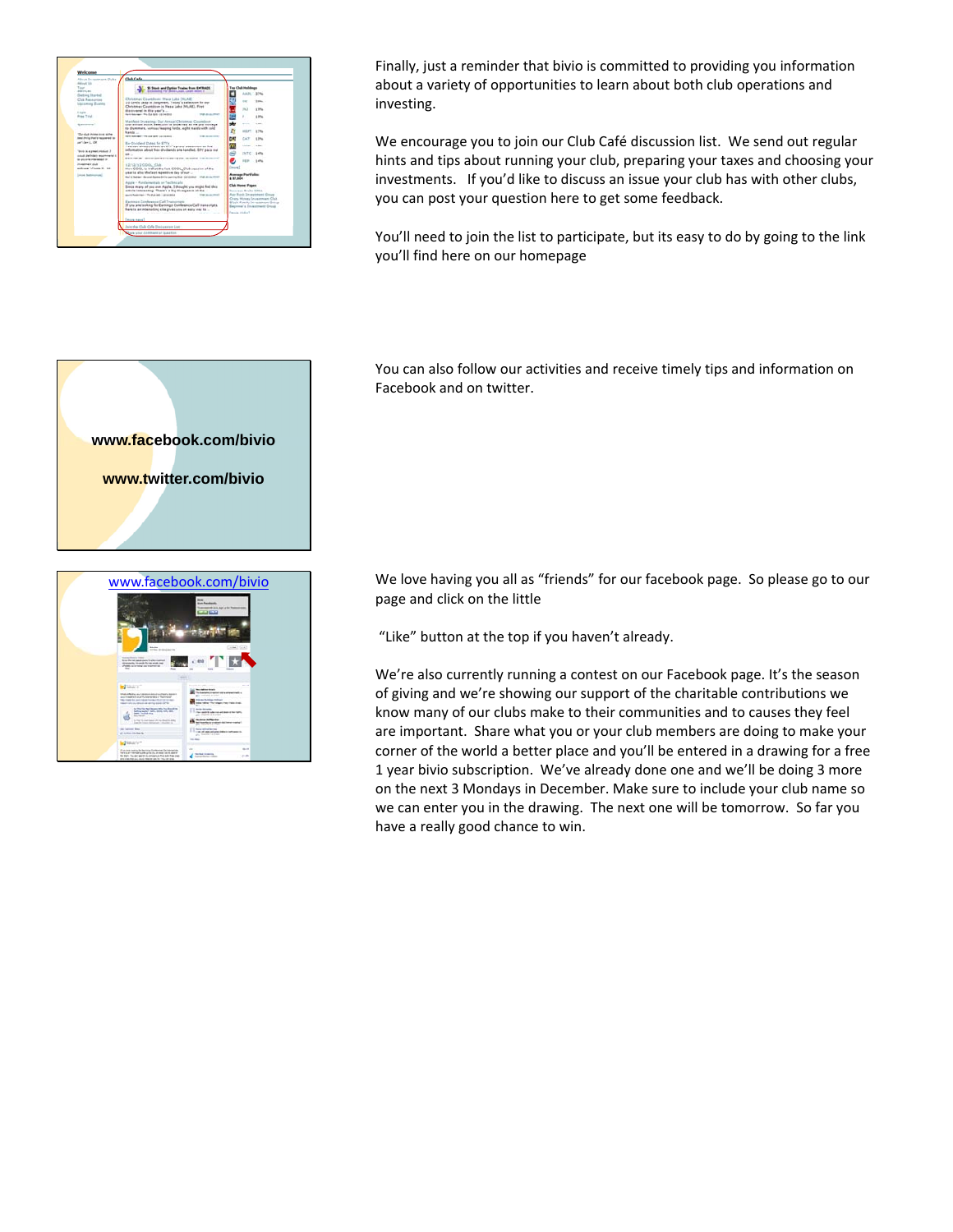Finally, just a reminder that bivio is committed to providing you information about a variety of opportunities to learn about both club operations and investing.

We encourage you to join our Club Café discussion list. We send out regular hints and tips about running your club, preparing your taxes and choosing your investments. If you'd like to discuss an issue your club has with other clubs, you can post your question here to get some feedback.

You'll need to join the list to participate, but its easy to do by going to the link you'll find here on our homepage

**www.facebook.com/bivio**

**www.twitter.com/bivio**

You can also follow our activities and receive timely tips and information on Facebook and on twitter.

www.facebook.com/bivio

We love having you all as "friends" for our facebook page. So please go to our page and click on the little

"Like" button at the top if you haven't already.

We're also currently running a contest on our Facebook page. It's the season of giving and we're showing our support of the charitable contributions we know many of our clubs make to their communities and to causes they feel are important. Share what you or your club members are doing to make your corner of the world a better place and you'll be entered in a drawing for a free 1 year bivio subscription. We've already done one and we'll be doing 3 more on the next 3 Mondays in December. Make sure to include your club name so we can enter you in the drawing. The next one will be tomorrow. So far you have a really good chance to win.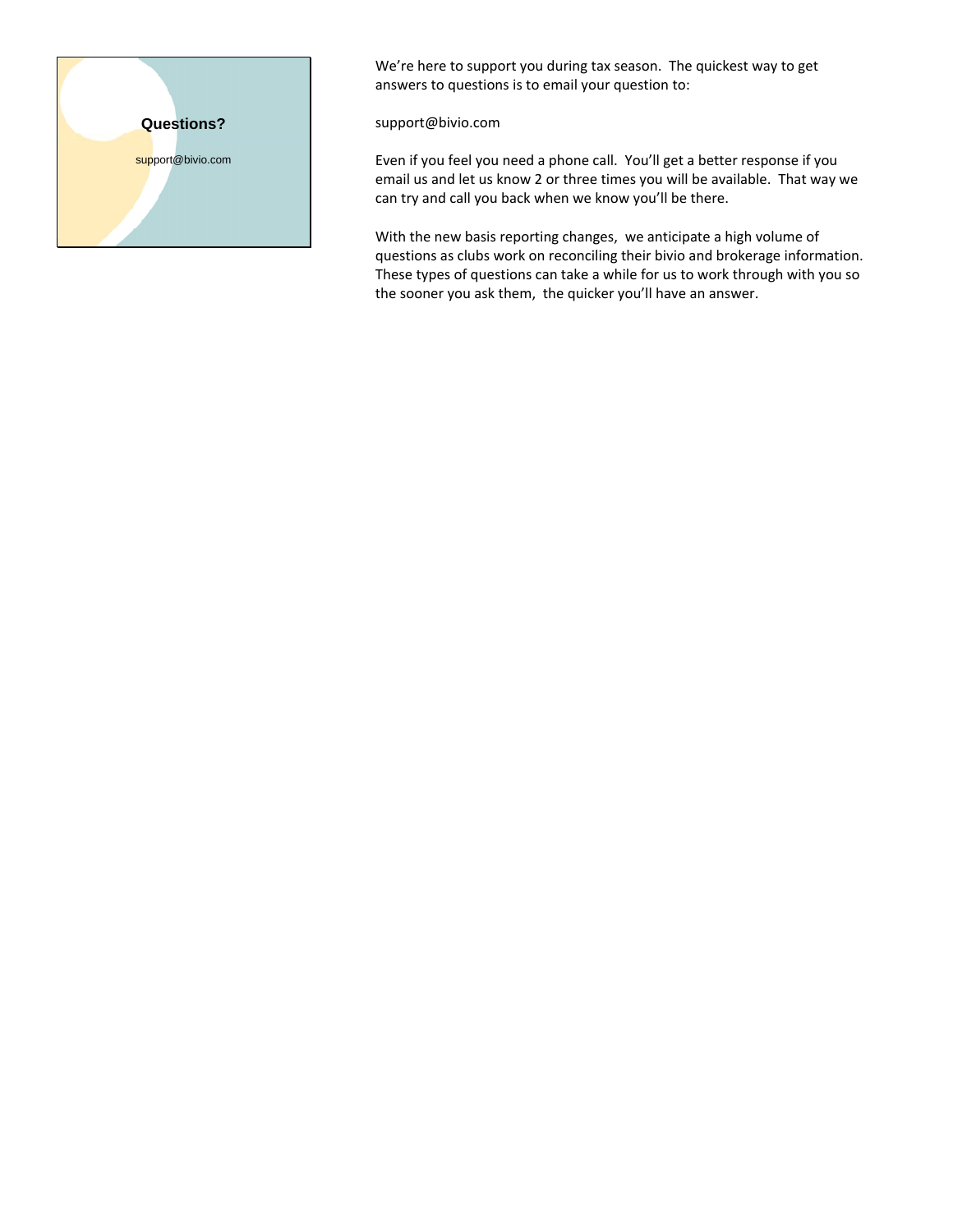**Questions?**

support@bivio.com

We're here to support you during tax season. The quickest way to get answers to questions is to email your question to:

support@bivio.com

Even if you feel you need a phone call. You'll get a better response if you email us and let us know 2 or three times you will be available. That way we can try and call you back when we know you'll be there.

With the new basis reporting changes, we anticipate a high volume of questions as clubs work on reconciling their bivio and brokerage information. These types of questions can take a while for us to work through with you so the sooner you ask them, the quicker you'll have an answer.